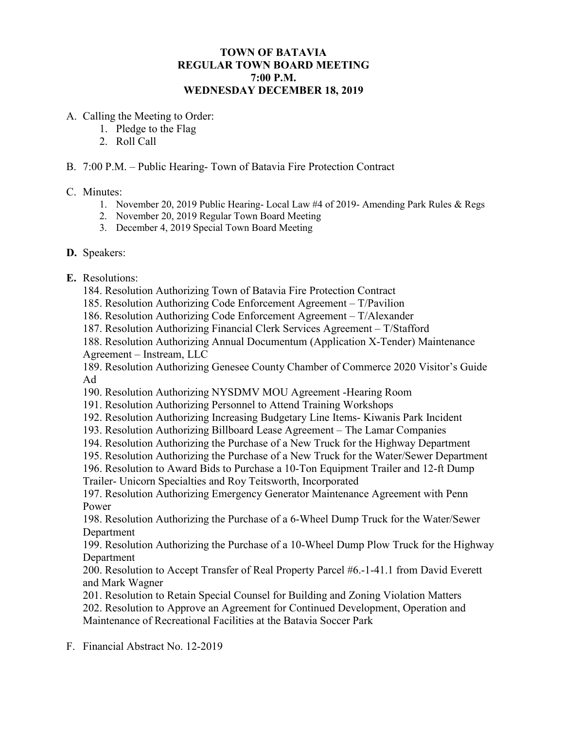# TOWN OF BATAVIA
## REGULAR TOWN BOARD MEETING
## 7:00 P.M.
## WEDNESDAY DECEMBER 18, 2019

A. Calling the Meeting to Order:
   1. Pledge to the Flag
   2. Roll Call

B. 7:00 P.M. – Public Hearing- Town of Batavia Fire Protection Contract

C. Minutes:
   1. November 20, 2019 Public Hearing- Local Law #4 of 2019- Amending Park Rules & Regs
   2. November 20, 2019 Regular Town Board Meeting
   3. December 4, 2019 Special Town Board Meeting

**D.** Speakers:

**E.** Resolutions:

184. Resolution Authorizing Town of Batavia Fire Protection Contract
185. Resolution Authorizing Code Enforcement Agreement – T/Pavilion
186. Resolution Authorizing Code Enforcement Agreement – T/Alexander
187. Resolution Authorizing Financial Clerk Services Agreement – T/Stafford
188. Resolution Authorizing Annual Documentum (Application X-Tender) Maintenance Agreement – Instream, LLC
189. Resolution Authorizing Genesee County Chamber of Commerce 2020 Visitor's Guide Ad
190. Resolution Authorizing NYSDMV MOU Agreement -Hearing Room
191. Resolution Authorizing Personnel to Attend Training Workshops
192. Resolution Authorizing Increasing Budgetary Line Items- Kiwanis Park Incident
193. Resolution Authorizing Billboard Lease Agreement – The Lamar Companies
194. Resolution Authorizing the Purchase of a New Truck for the Highway Department
195. Resolution Authorizing the Purchase of a New Truck for the Water/Sewer Department
196. Resolution to Award Bids to Purchase a 10-Ton Equipment Trailer and 12-ft Dump Trailer- Unicorn Specialties and Roy Teitsworth, Incorporated
197. Resolution Authorizing Emergency Generator Maintenance Agreement with Penn Power
198. Resolution Authorizing the Purchase of a 6-Wheel Dump Truck for the Water/Sewer Department
199. Resolution Authorizing the Purchase of a 10-Wheel Dump Plow Truck for the Highway Department
200. Resolution to Accept Transfer of Real Property Parcel #6.-1-41.1 from David Everett and Mark Wagner
201. Resolution to Retain Special Counsel for Building and Zoning Violation Matters
202. Resolution to Approve an Agreement for Continued Development, Operation and Maintenance of Recreational Facilities at the Batavia Soccer Park

F. Financial Abstract No. 12-2019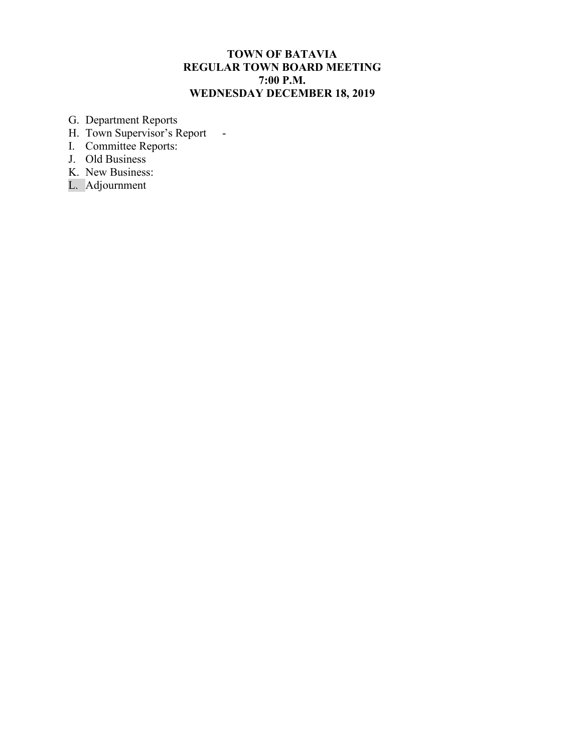**TOWN OF BATAVIA**
**REGULAR TOWN BOARD MEETING**
**7:00 P.M.**
**WEDNESDAY DECEMBER 18, 2019**

G. Department Reports
H. Town Supervisor's Report -
I. Committee Reports:
J. Old Business
K. New Business:
L. Adjournment